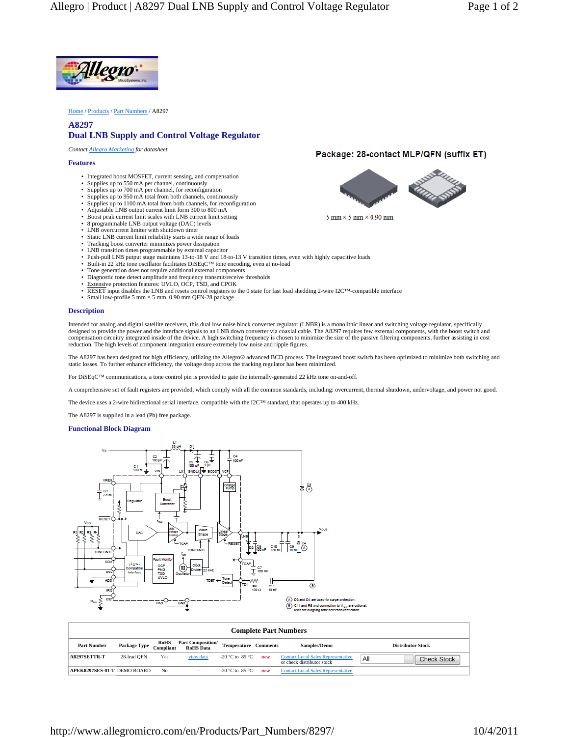Home / Products / Part Numbers / A8297

# A8297
# Dual LNB Supply and Control Voltage Regulator

*Contact Allegro Marketing for datasheet.*

**Package: 28-contact MLP/QFN (suffix ET)**

5 mm × 5 mm × 0.90 mm

## Features

- Integrated boost MOSFET, current sensing, and compensation
- Supplies up to 550 mA per channel, continuously
- Supplies up to 700 mA per channel, for reconfiguration
- Supplies up to 950 mA total from both channels, continuously
- Supplies up to 1100 mA total from both channels, for reconfiguration
- Adjustable LNB output current limit form 300 to 800 mA
- Boost peak current limit scales with LNB current limit setting
- 8 programmable LNB output voltage (DAC) levels
- LNB overcurrent limiter with shutdown timer
- Static LNB current limit reliability starts a wide range of loads
- Tracking boost converter minimizes power dissipation
- LNB transition times programmable by external capacitor
- Push-pull LNB putput stage maintains 13-to-18 V and 18-to-13 V transition times, even with highly capacitive loads
- Built-in 22 kHz tone oscillator facilitates DiSEqC™ tone encoding, even at no-load
- Tone generation does not require additional external components
- Diagnostic tone detect amplitude and frequency transmit/receive thresholds
- Extensive protection features: UVLO, OCP, TSD, and CPOK
- RESET input disables the LNB and resets control registers to the 0 state for fast load shedding 2-wire I2C™-compatible interface
- Small low-profile 5 mm × 5 mm, 0.90 mm QFN-28 package

## Description

Intended for analog and digital satellite receivers, this dual low noise block converter regulator (LNBR) is a monolithic linear and switching voltage regulator, specifically designed to provide the power and the interface signals to an LNB down converter via coaxial cable. The A8297 requires few external components, with the boost switch and compensation circuitry integrated inside of the device. A high switching frequency is chosen to minimize the size of the passive filtering components, further assisting in cost reduction. The high levels of component integration ensure extremely low noise and ripple figures.

The A8297 has been designed for high efficiency, utilizing the Allegro® advanced BCD process. The integrated boost switch has been optimized to minimize both switching and static losses. To further enhance efficiency, the voltage drop across the tracking regulator has been minimized.

For DiSEqC™ communications, a tone control pin is provided to gate the internally-generated 22 kHz tone on-and-off.

A comprehensive set of fault registers are provided, which comply with all the common standards, including: overcurrent, thermal shutdown, undervoltage, and power not good.

The device uses a 2-wire bidirectional serial interface, compatible with the I2C™ standard, that operates up to 400 kHz.

The A8297 is supplied in a lead (Pb) free package.

## Functional Block Diagram

(A) D3 and D4 are used for surge protection.
(B) C11 and R5 and connection to $V_{OUT}$ are optional, used for outgoing tone detection/verification.

## Complete Part Numbers

| Part Number | Package Type | RoHS Compliant | Part Composition/ RoHS Data | Temperature | Comments | Samples/Demo | Distributor Stock |
|---|---|---|---|---|---|---|---|
| A8297SETTR-T | 28-lead QFN | Yes | view data | -20 °C to 85 °C | *new* | Contact Local Sales Representative or check distributor stock | All / Check Stock |
| APEK8297SES-01-T | DEMO BOARD | No | -- | -20 °C to 85 °C | *new* | Contact Local Sales Representative | |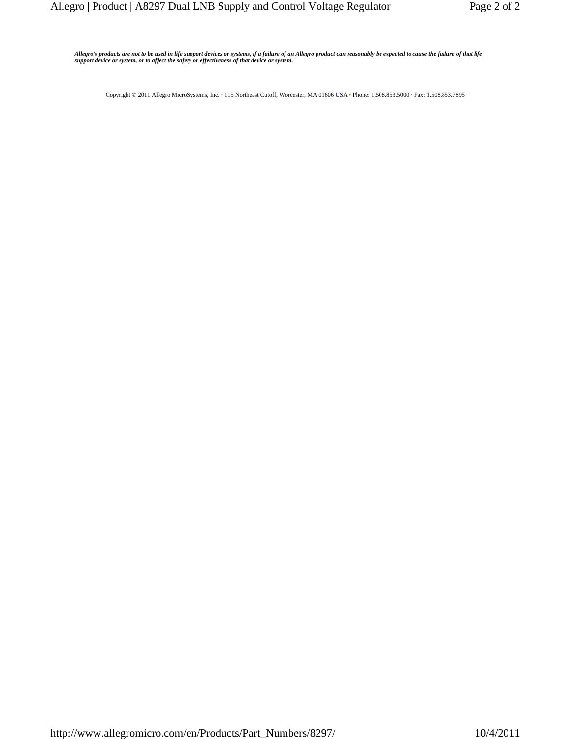***Allegro's products are not to be used in life support devices or systems, if a failure of an Allegro product can reasonably be expected to cause the failure of that life support device or system, or to affect the safety or effectiveness of that device or system.***

Copyright © 2011 Allegro MicroSystems, Inc. • 115 Northeast Cutoff, Worcester, MA 01606 USA • Phone: 1.508.853.5000 • Fax: 1.508.853.7895